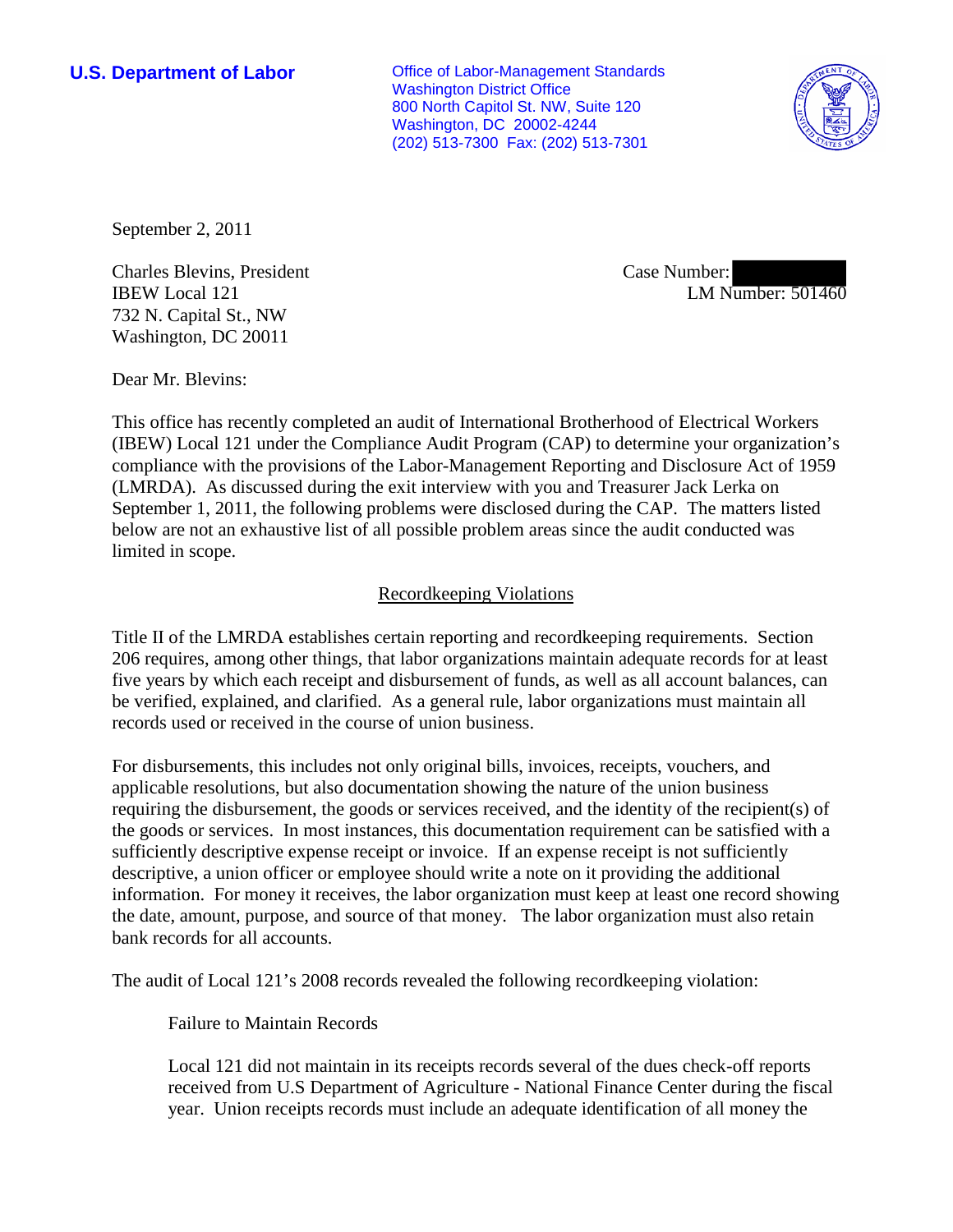**U.S. Department of Labor**

Office of Labor-Management Standards
Washington District Office
800 North Capitol St. NW, Suite 120
Washington, DC 20002-4244
(202) 513-7300 Fax: (202) 513-7301

September 2, 2011

Charles Blevins, President
IBEW Local 121
732 N. Capital St., NW
Washington, DC 20011

Case Number: 
LM Number: 501460

Dear Mr. Blevins:

This office has recently completed an audit of International Brotherhood of Electrical Workers (IBEW) Local 121 under the Compliance Audit Program (CAP) to determine your organization's compliance with the provisions of the Labor-Management Reporting and Disclosure Act of 1959 (LMRDA). As discussed during the exit interview with you and Treasurer Jack Lerka on September 1, 2011, the following problems were disclosed during the CAP. The matters listed below are not an exhaustive list of all possible problem areas since the audit conducted was limited in scope.

## Recordkeeping Violations

Title II of the LMRDA establishes certain reporting and recordkeeping requirements. Section 206 requires, among other things, that labor organizations maintain adequate records for at least five years by which each receipt and disbursement of funds, as well as all account balances, can be verified, explained, and clarified. As a general rule, labor organizations must maintain all records used or received in the course of union business.

For disbursements, this includes not only original bills, invoices, receipts, vouchers, and applicable resolutions, but also documentation showing the nature of the union business requiring the disbursement, the goods or services received, and the identity of the recipient(s) of the goods or services. In most instances, this documentation requirement can be satisfied with a sufficiently descriptive expense receipt or invoice. If an expense receipt is not sufficiently descriptive, a union officer or employee should write a note on it providing the additional information. For money it receives, the labor organization must keep at least one record showing the date, amount, purpose, and source of that money. The labor organization must also retain bank records for all accounts.

The audit of Local 121's 2008 records revealed the following recordkeeping violation:

Failure to Maintain Records

Local 121 did not maintain in its receipts records several of the dues check-off reports received from U.S Department of Agriculture - National Finance Center during the fiscal year. Union receipts records must include an adequate identification of all money the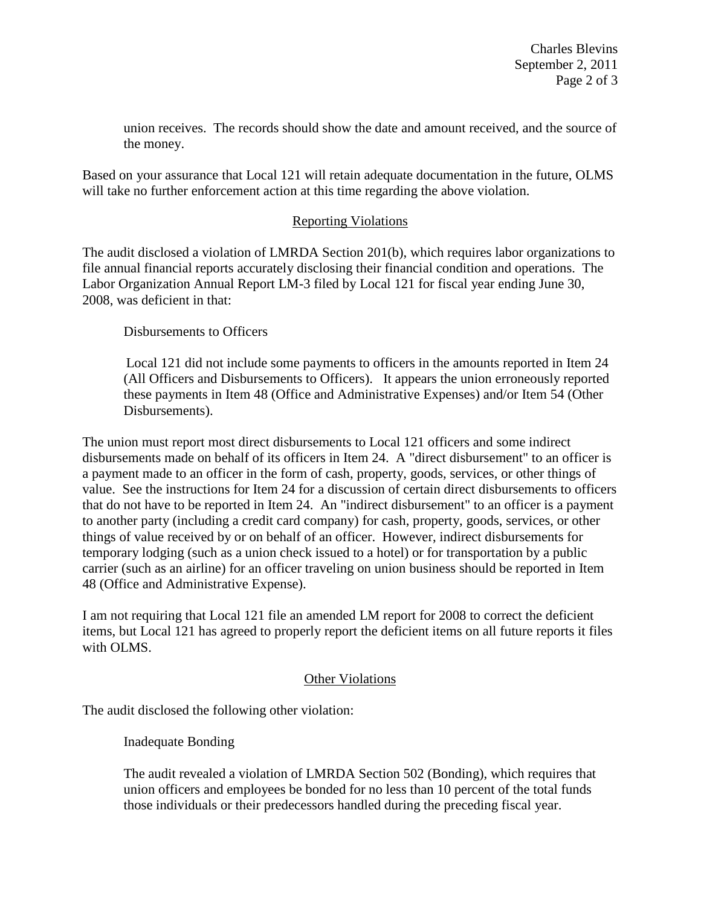union receives. The records should show the date and amount received, and the source of the money.

Based on your assurance that Local 121 will retain adequate documentation in the future, OLMS will take no further enforcement action at this time regarding the above violation.

## Reporting Violations

The audit disclosed a violation of LMRDA Section 201(b), which requires labor organizations to file annual financial reports accurately disclosing their financial condition and operations. The Labor Organization Annual Report LM-3 filed by Local 121 for fiscal year ending June 30, 2008, was deficient in that:

Disbursements to Officers

Local 121 did not include some payments to officers in the amounts reported in Item 24 (All Officers and Disbursements to Officers). It appears the union erroneously reported these payments in Item 48 (Office and Administrative Expenses) and/or Item 54 (Other Disbursements).

The union must report most direct disbursements to Local 121 officers and some indirect disbursements made on behalf of its officers in Item 24. A "direct disbursement" to an officer is a payment made to an officer in the form of cash, property, goods, services, or other things of value. See the instructions for Item 24 for a discussion of certain direct disbursements to officers that do not have to be reported in Item 24. An "indirect disbursement" to an officer is a payment to another party (including a credit card company) for cash, property, goods, services, or other things of value received by or on behalf of an officer. However, indirect disbursements for temporary lodging (such as a union check issued to a hotel) or for transportation by a public carrier (such as an airline) for an officer traveling on union business should be reported in Item 48 (Office and Administrative Expense).

I am not requiring that Local 121 file an amended LM report for 2008 to correct the deficient items, but Local 121 has agreed to properly report the deficient items on all future reports it files with OLMS.

## Other Violations

The audit disclosed the following other violation:

Inadequate Bonding

The audit revealed a violation of LMRDA Section 502 (Bonding), which requires that union officers and employees be bonded for no less than 10 percent of the total funds those individuals or their predecessors handled during the preceding fiscal year.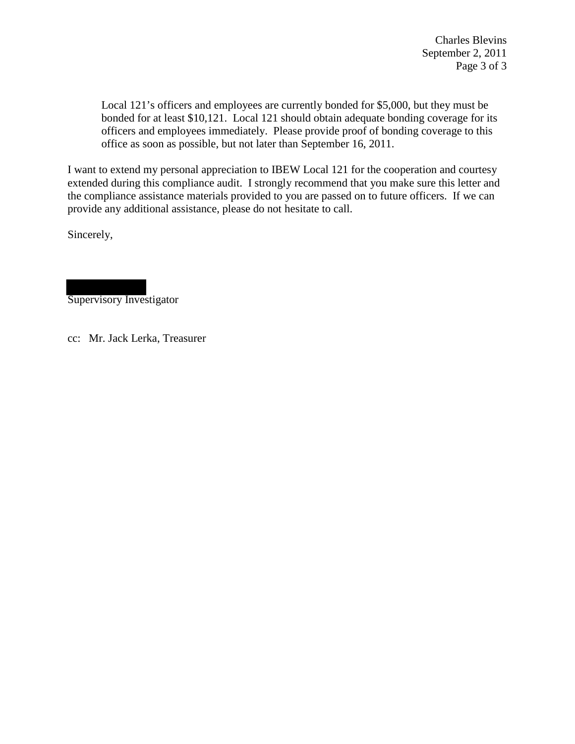Local 121's officers and employees are currently bonded for $5,000, but they must be bonded for at least $10,121. Local 121 should obtain adequate bonding coverage for its officers and employees immediately. Please provide proof of bonding coverage to this office as soon as possible, but not later than September 16, 2011.

I want to extend my personal appreciation to IBEW Local 121 for the cooperation and courtesy extended during this compliance audit. I strongly recommend that you make sure this letter and the compliance assistance materials provided to you are passed on to future officers. If we can provide any additional assistance, please do not hesitate to call.

Sincerely,

Supervisory Investigator

cc: Mr. Jack Lerka, Treasurer